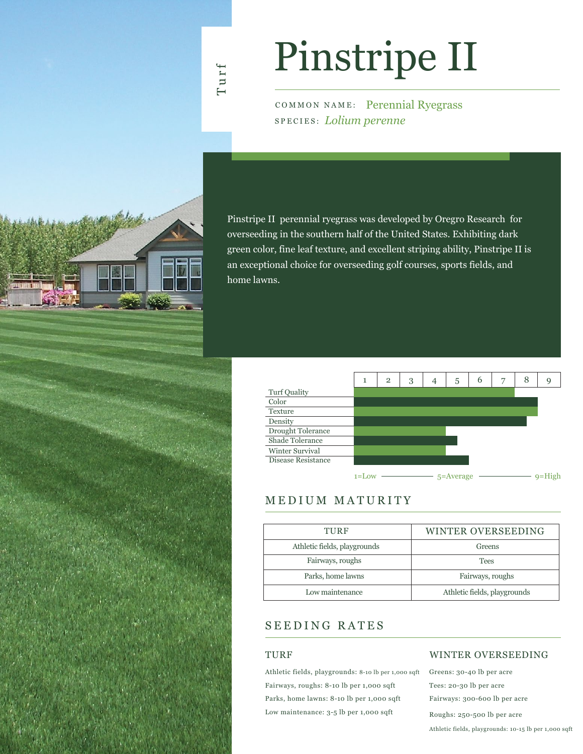Turf

# Pinstripe II

COMMON NAME: Perennial Ryegrass
SPECIES: *Lolium perenne*

Pinstripe II perennial ryegrass was developed by Oregro Research for overseeding in the southern half of the United States. Exhibiting dark green color, fine leaf texture, and excellent striping ability, Pinstripe II is an exceptional choice for overseeding golf courses, sports fields, and home lawns.

| Attribute | Rating (1–9) |
|---|---|
| Turf Quality | 7 |
| Color | 8 |
| Texture | 8 |
| Density | 7.5 |
| Drought Tolerance | 4 |
| Shade Tolerance | 4.5 |
| Winter Survival | 4 |
| Disease Resistance | 5 |

1=Low — 5=Average — 9=High

## MEDIUM MATURITY

| TURF | WINTER OVERSEEDING |
|---|---|
| Athletic fields, playgrounds | Greens |
| Fairways, roughs | Tees |
| Parks, home lawns | Fairways, roughs |
| Low maintenance | Athletic fields, playgrounds |

## SEEDING RATES

### TURF

Athletic fields, playgrounds: 8-10 lb per 1,000 sqft
Fairways, roughs: 8-10 lb per 1,000 sqft
Parks, home lawns: 8-10 lb per 1,000 sqft
Low maintenance: 3-5 lb per 1,000 sqft

### WINTER OVERSEEDING

Greens: 30-40 lb per acre
Tees: 20-30 lb per acre
Fairways: 300-600 lb per acre
Roughs: 250-500 lb per acre
Athletic fields, playgrounds: 10-15 lb per 1,000 sqft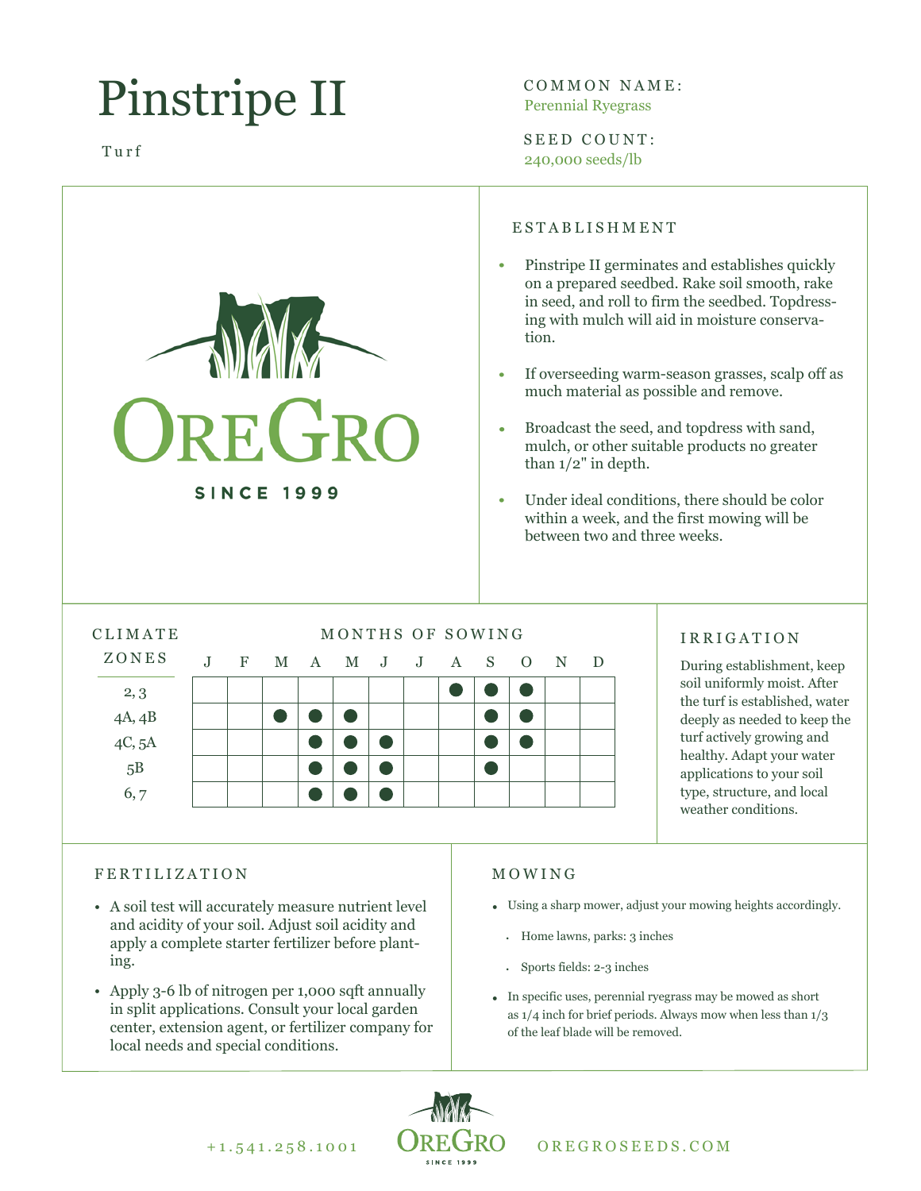# Pinstripe II

Turf

**COMMON NAME:** Perennial Ryegrass

**SEED COUNT:** 240,000 seeds/lb

OREGRO

SINCE 1999

## ESTABLISHMENT

- Pinstripe II germinates and establishes quickly on a prepared seedbed. Rake soil smooth, rake in seed, and roll to firm the seedbed. Topdressing with mulch will aid in moisture conservation.
- If overseeding warm-season grasses, scalp off as much material as possible and remove.
- Broadcast the seed, and topdress with sand, mulch, or other suitable products no greater than 1/2" in depth.
- Under ideal conditions, there should be color within a week, and the first mowing will be between two and three weeks.

## MONTHS OF SOWING

| CLIMATE ZONES | J | F | M | A | M | J | J | A | S | O | N | D |
|---|---|---|---|---|---|---|---|---|---|---|---|---|
| 2, 3 | | | | | | | | ● | ● | ● | | |
| 4A, 4B | | | ● | ● | ● | | | | ● | ● | | |
| 4C, 5A | | | | ● | ● | ● | | | ● | ● | | |
| 5B | | | | ● | ● | ● | | | ● | | | |
| 6, 7 | | | | ● | ● | ● | | | | | | |

## IRRIGATION

During establishment, keep soil uniformly moist. After the turf is established, water deeply as needed to keep the turf actively growing and healthy. Adapt your water applications to your soil type, structure, and local weather conditions.

## FERTILIZATION

- A soil test will accurately measure nutrient level and acidity of your soil. Adjust soil acidity and apply a complete starter fertilizer before planting.
- Apply 3-6 lb of nitrogen per 1,000 sqft annually in split applications. Consult your local garden center, extension agent, or fertilizer company for local needs and special conditions.

## MOWING

- Using a sharp mower, adjust your mowing heights accordingly.
  - Home lawns, parks: 3 inches
  - Sports fields: 2-3 inches
- In specific uses, perennial ryegrass may be mowed as short as 1/4 inch for brief periods. Always mow when less than 1/3 of the leaf blade will be removed.

+1.541.258.1001 OREGRO SINCE 1999 OREGROSEEDS.COM